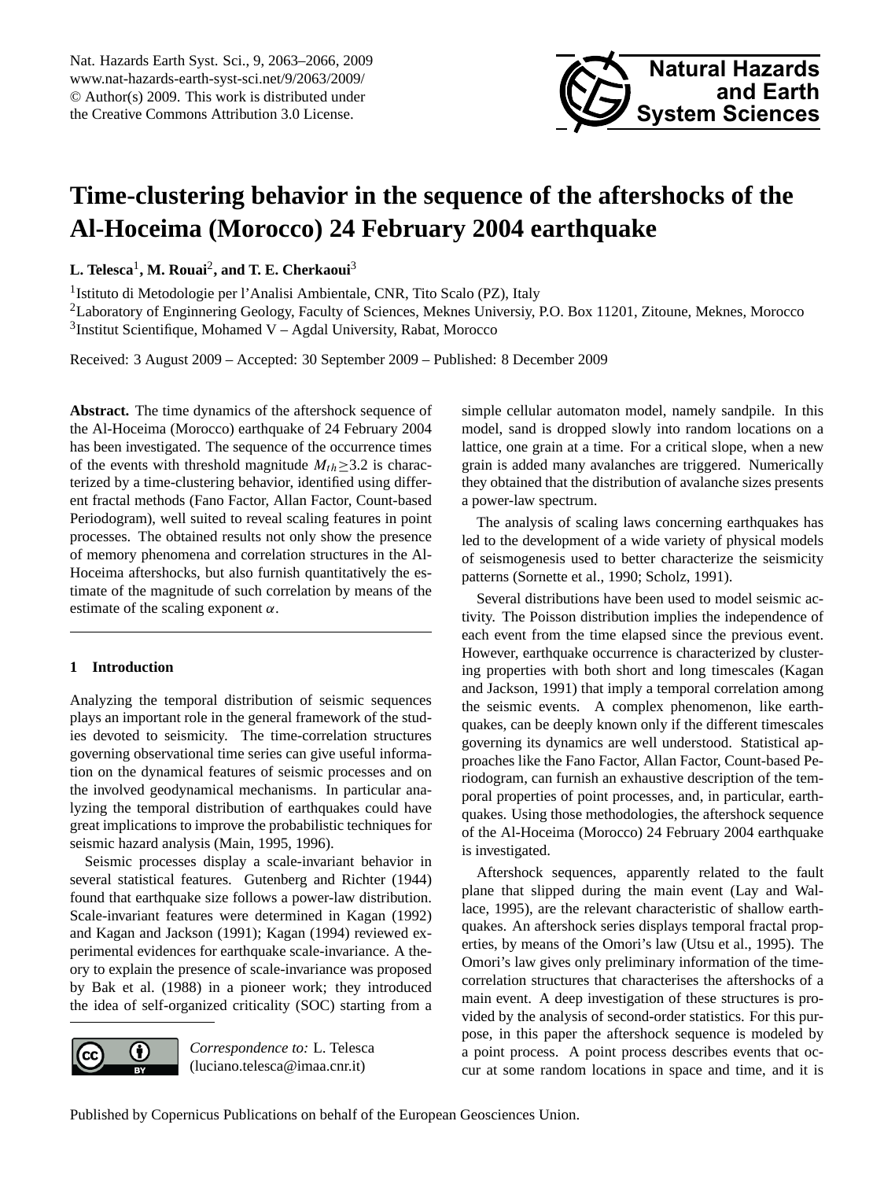# Time-clustering behavior in the sequence of the aftershocks of the Al-Hoceima (Morocco) 24 February 2004 earthquake

**L. Telesca[1], M. Rouai[2], and T. E. Cherkaoui[3]**

[1]Istituto di Metodologie per l'Analisi Ambientale, CNR, Tito Scalo (PZ), Italy
[2]Laboratory of Enginnering Geology, Faculty of Sciences, Meknes Universiy, P.O. Box 11201, Zitoune, Meknes, Morocco
[3]Institut Scientifique, Mohamed V – Agdal University, Rabat, Morocco

Received: 3 August 2009 – Accepted: 30 September 2009 – Published: 8 December 2009

**Abstract.** The time dynamics of the aftershock sequence of the Al-Hoceima (Morocco) earthquake of 24 February 2004 has been investigated. The sequence of the occurrence times of the events with threshold magnitude $M_{th} \geq 3.2$ is characterized by a time-clustering behavior, identified using different fractal methods (Fano Factor, Allan Factor, Count-based Periodogram), well suited to reveal scaling features in point processes. The obtained results not only show the presence of memory phenomena and correlation structures in the Al-Hoceima aftershocks, but also furnish quantitatively the estimate of the magnitude of such correlation by means of the estimate of the scaling exponent $\alpha$.

## 1 Introduction

Analyzing the temporal distribution of seismic sequences plays an important role in the general framework of the studies devoted to seismicity. The time-correlation structures governing observational time series can give useful information on the dynamical features of seismic processes and on the involved geodynamical mechanisms. In particular analyzing the temporal distribution of earthquakes could have great implications to improve the probabilistic techniques for seismic hazard analysis (Main, 1995, 1996).

Seismic processes display a scale-invariant behavior in several statistical features. Gutenberg and Richter (1944) found that earthquake size follows a power-law distribution. Scale-invariant features were determined in Kagan (1992) and Kagan and Jackson (1991); Kagan (1994) reviewed experimental evidences for earthquake scale-invariance. A theory to explain the presence of scale-invariance was proposed by Bak et al. (1988) in a pioneer work; they introduced the idea of self-organized criticality (SOC) starting from a simple cellular automaton model, namely sandpile. In this model, sand is dropped slowly into random locations on a lattice, one grain at a time. For a critical slope, when a new grain is added many avalanches are triggered. Numerically they obtained that the distribution of avalanche sizes presents a power-law spectrum.

The analysis of scaling laws concerning earthquakes has led to the development of a wide variety of physical models of seismogenesis used to better characterize the seismicity patterns (Sornette et al., 1990; Scholz, 1991).

Several distributions have been used to model seismic activity. The Poisson distribution implies the independence of each event from the time elapsed since the previous event. However, earthquake occurrence is characterized by clustering properties with both short and long timescales (Kagan and Jackson, 1991) that imply a temporal correlation among the seismic events. A complex phenomenon, like earthquakes, can be deeply known only if the different timescales governing its dynamics are well understood. Statistical approaches like the Fano Factor, Allan Factor, Count-based Periodogram, can furnish an exhaustive description of the temporal properties of point processes, and, in particular, earthquakes. Using those methodologies, the aftershock sequence of the Al-Hoceima (Morocco) 24 February 2004 earthquake is investigated.

Aftershock sequences, apparently related to the fault plane that slipped during the main event (Lay and Wallace, 1995), are the relevant characteristic of shallow earthquakes. An aftershock series displays temporal fractal properties, by means of the Omori's law (Utsu et al., 1995). The Omori's law gives only preliminary information of the time-correlation structures that characterises the aftershocks of a main event. A deep investigation of these structures is provided by the analysis of second-order statistics. For this purpose, in this paper the aftershock sequence is modeled by a point process. A point process describes events that occur at some random locations in space and time, and it is

*Correspondence to:* L. Telesca (luciano.telesca@imaa.cnr.it)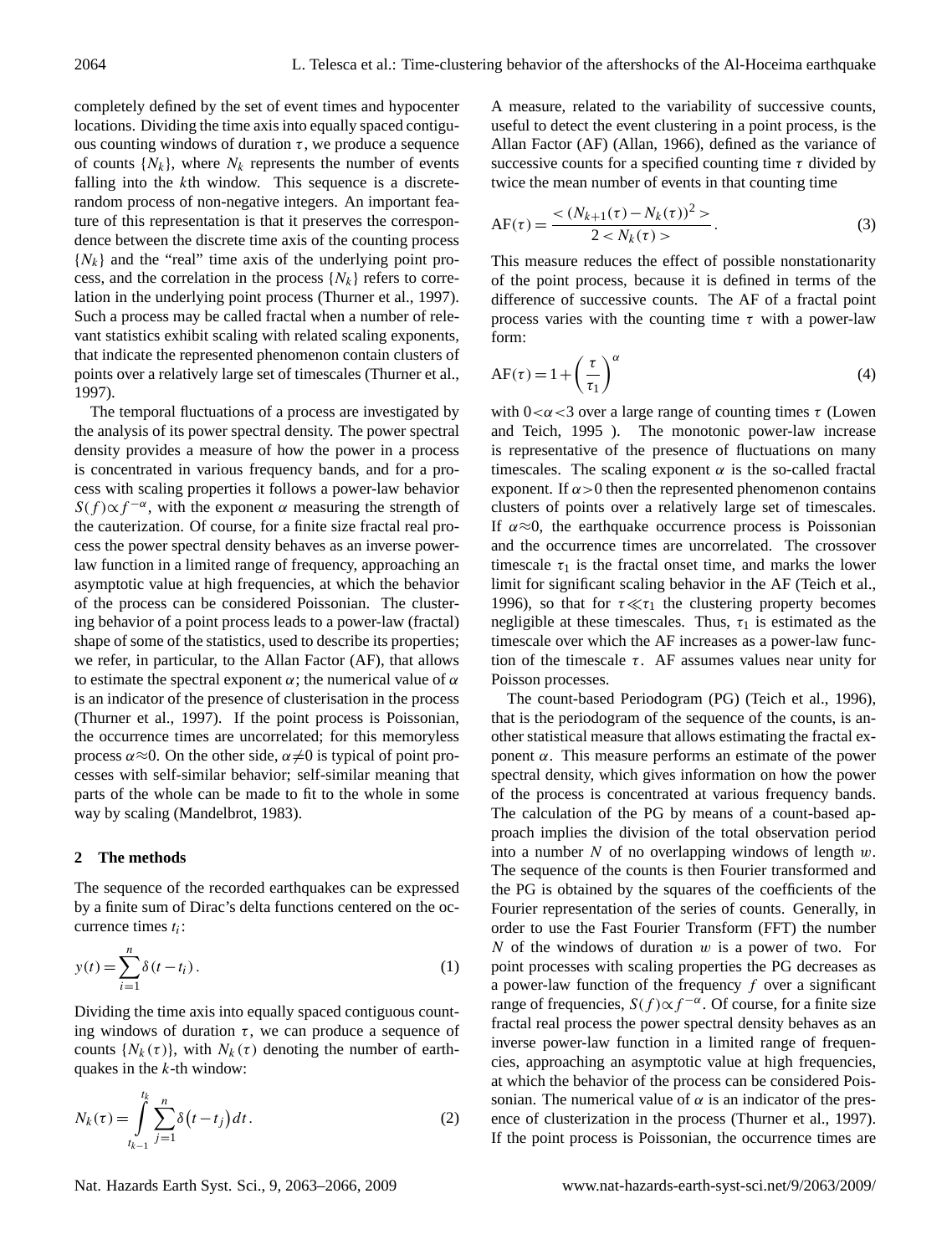completely defined by the set of event times and hypocenter locations. Dividing the time axis into equally spaced contiguous counting windows of duration $\tau$, we produce a sequence of counts $\{N_k\}$, where $N_k$ represents the number of events falling into the $k$th window. This sequence is a discrete-random process of non-negative integers. An important feature of this representation is that it preserves the correspondence between the discrete time axis of the counting process $\{N_k\}$ and the "real" time axis of the underlying point process, and the correlation in the process $\{N_k\}$ refers to correlation in the underlying point process (Thurner et al., 1997). Such a process may be called fractal when a number of relevant statistics exhibit scaling with related scaling exponents, that indicate the represented phenomenon contain clusters of points over a relatively large set of timescales (Thurner et al., 1997).

The temporal fluctuations of a process are investigated by the analysis of its power spectral density. The power spectral density provides a measure of how the power in a process is concentrated in various frequency bands, and for a process with scaling properties it follows a power-law behavior $S(f) \propto f^{-\alpha}$, with the exponent $\alpha$ measuring the strength of the cauterization. Of course, for a finite size fractal real process the power spectral density behaves as an inverse power-law function in a limited range of frequency, approaching an asymptotic value at high frequencies, at which the behavior of the process can be considered Poissonian. The clustering behavior of a point process leads to a power-law (fractal) shape of some of the statistics, used to describe its properties; we refer, in particular, to the Allan Factor (AF), that allows to estimate the spectral exponent $\alpha$; the numerical value of $\alpha$ is an indicator of the presence of clusterisation in the process (Thurner et al., 1997). If the point process is Poissonian, the occurrence times are uncorrelated; for this memoryless process $\alpha \approx 0$. On the other side, $\alpha \neq 0$ is typical of point processes with self-similar behavior; self-similar meaning that parts of the whole can be made to fit to the whole in some way by scaling (Mandelbrot, 1983).

## 2 The methods

The sequence of the recorded earthquakes can be expressed by a finite sum of Dirac's delta functions centered on the occurrence times $t_i$:

$$y(t) = \sum_{i=1}^{n} \delta(t - t_i). \tag{1}$$

Dividing the time axis into equally spaced contiguous counting windows of duration $\tau$, we can produce a sequence of counts $\{N_k(\tau)\}$, with $N_k(\tau)$ denoting the number of earthquakes in the $k$-th window:

$$N_k(\tau) = \int_{t_{k-1}}^{t_k} \sum_{j=1}^{n} \delta(t - t_j)\, dt. \tag{2}$$

A measure, related to the variability of successive counts, useful to detect the event clustering in a point process, is the Allan Factor (AF) (Allan, 1966), defined as the variance of successive counts for a specified counting time $\tau$ divided by twice the mean number of events in that counting time

$$\mathrm{AF}(\tau) = \frac{<(N_{k+1}(\tau) - N_k(\tau))^2>}{2 < N_k(\tau)>}. \tag{3}$$

This measure reduces the effect of possible nonstationarity of the point process, because it is defined in terms of the difference of successive counts. The AF of a fractal point process varies with the counting time $\tau$ with a power-law form:

$$\mathrm{AF}(\tau) = 1 + \left(\frac{\tau}{\tau_1}\right)^{\alpha} \tag{4}$$

with $0 < \alpha < 3$ over a large range of counting times $\tau$ (Lowen and Teich, 1995 ). The monotonic power-law increase is representative of the presence of fluctuations on many timescales. The scaling exponent $\alpha$ is the so-called fractal exponent. If $\alpha > 0$ then the represented phenomenon contains clusters of points over a relatively large set of timescales. If $\alpha \approx 0$, the earthquake occurrence process is Poissonian and the occurrence times are uncorrelated. The crossover timescale $\tau_1$ is the fractal onset time, and marks the lower limit for significant scaling behavior in the AF (Teich et al., 1996), so that for $\tau \ll \tau_1$ the clustering property becomes negligible at these timescales. Thus, $\tau_1$ is estimated as the timescale over which the AF increases as a power-law function of the timescale $\tau$. AF assumes values near unity for Poisson processes.

The count-based Periodogram (PG) (Teich et al., 1996), that is the periodogram of the sequence of the counts, is another statistical measure that allows estimating the fractal exponent $\alpha$. This measure performs an estimate of the power spectral density, which gives information on how the power of the process is concentrated at various frequency bands. The calculation of the PG by means of a count-based approach implies the division of the total observation period into a number $N$ of no overlapping windows of length $w$. The sequence of the counts is then Fourier transformed and the PG is obtained by the squares of the coefficients of the Fourier representation of the series of counts. Generally, in order to use the Fast Fourier Transform (FFT) the number $N$ of the windows of duration $w$ is a power of two. For point processes with scaling properties the PG decreases as a power-law function of the frequency $f$ over a significant range of frequencies, $S(f) \propto f^{-\alpha}$. Of course, for a finite size fractal real process the power spectral density behaves as an inverse power-law function in a limited range of frequencies, approaching an asymptotic value at high frequencies, at which the behavior of the process can be considered Poissonian. The numerical value of $\alpha$ is an indicator of the presence of clusterization in the process (Thurner et al., 1997). If the point process is Poissonian, the occurrence times are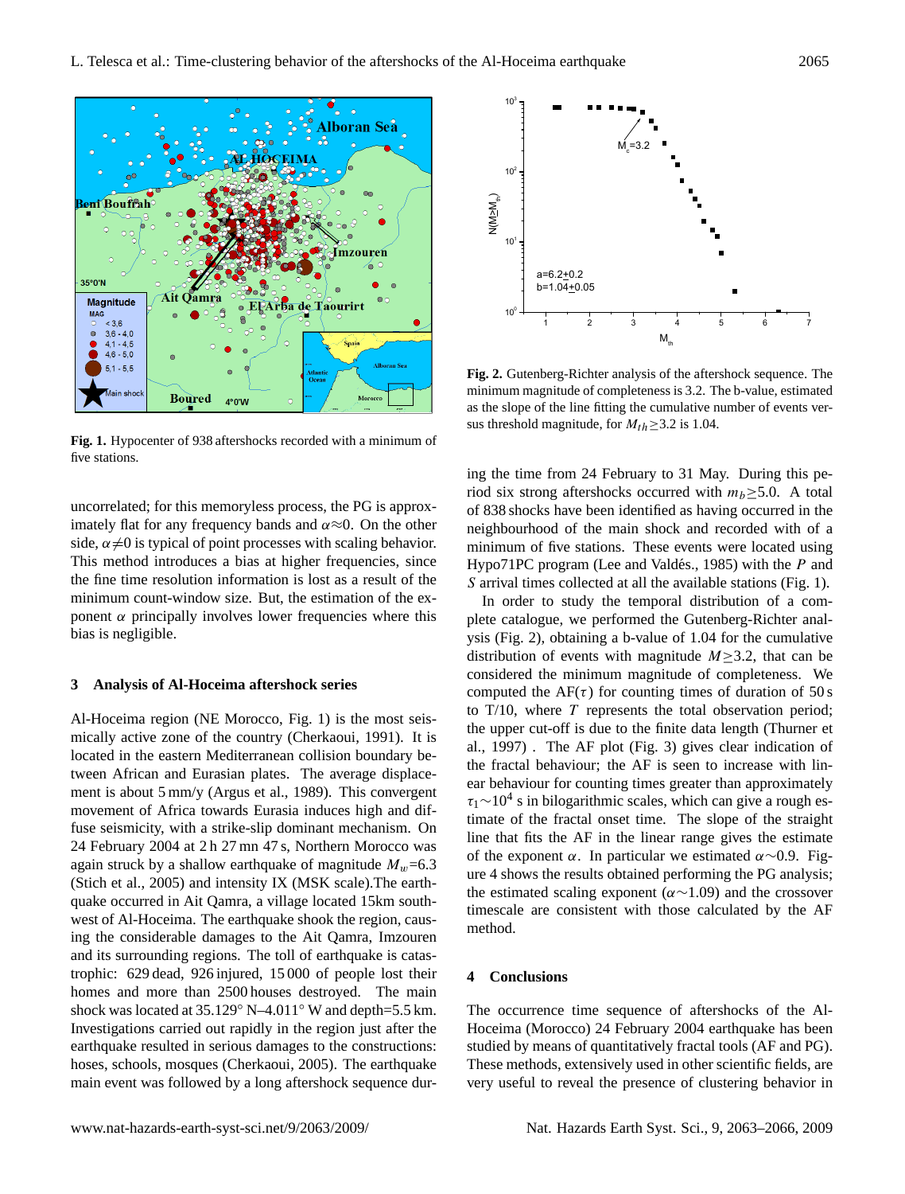**Fig. 1.** Hypocenter of 938 aftershocks recorded with a minimum of five stations.

**Fig. 2.** Gutenberg-Richter analysis of the aftershock sequence. The minimum magnitude of completeness is 3.2. The b-value, estimated as the slope of the line fitting the cumulative number of events versus threshold magnitude, for $M_{th}\geq3.2$ is 1.04.

uncorrelated; for this memoryless process, the PG is approximately flat for any frequency bands and $\alpha\approx0$. On the other side, $\alpha\neq0$ is typical of point processes with scaling behavior. This method introduces a bias at higher frequencies, since the fine time resolution information is lost as a result of the minimum count-window size. But, the estimation of the exponent $\alpha$ principally involves lower frequencies where this bias is negligible.

## 3 Analysis of Al-Hoceima aftershock series

Al-Hoceima region (NE Morocco, Fig. 1) is the most seismically active zone of the country (Cherkaoui, 1991). It is located in the eastern Mediterranean collision boundary between African and Eurasian plates. The average displacement is about 5 mm/y (Argus et al., 1989). This convergent movement of Africa towards Eurasia induces high and diffuse seismicity, with a strike-slip dominant mechanism. On 24 February 2004 at 2 h 27 mn 47 s, Northern Morocco was again struck by a shallow earthquake of magnitude $M_w$=6.3 (Stich et al., 2005) and intensity IX (MSK scale).The earthquake occurred in Ait Qamra, a village located 15km southwest of Al-Hoceima. The earthquake shook the region, causing the considerable damages to the Ait Qamra, Imzouren and its surrounding regions. The toll of earthquake is catastrophic: 629 dead, 926 injured, 15 000 of people lost their homes and more than 2500 houses destroyed. The main shock was located at 35.129° N–4.011° W and depth=5.5 km. Investigations carried out rapidly in the region just after the earthquake resulted in serious damages to the constructions: hoses, schools, mosques (Cherkaoui, 2005). The earthquake main event was followed by a long aftershock sequence during the time from 24 February to 31 May. During this period six strong aftershocks occurred with $m_b\geq5.0$. A total of 838 shocks have been identified as having occurred in the neighbourhood of the main shock and recorded with of a minimum of five stations. These events were located using Hypo71PC program (Lee and Valdés., 1985) with the $P$ and $S$ arrival times collected at all the available stations (Fig. 1).

In order to study the temporal distribution of a complete catalogue, we performed the Gutenberg-Richter analysis (Fig. 2), obtaining a b-value of 1.04 for the cumulative distribution of events with magnitude $M\geq3.2$, that can be considered the minimum magnitude of completeness. We computed the AF($\tau$) for counting times of duration of 50 s to T/10, where $T$ represents the total observation period; the upper cut-off is due to the finite data length (Thurner et al., 1997) . The AF plot (Fig. 3) gives clear indication of the fractal behaviour; the AF is seen to increase with linear behaviour for counting times greater than approximately $\tau_1\sim10^4$ s in bilogarithmic scales, which can give a rough estimate of the fractal onset time. The slope of the straight line that fits the AF in the linear range gives the estimate of the exponent $\alpha$. In particular we estimated $\alpha\sim0.9$. Figure 4 shows the results obtained performing the PG analysis; the estimated scaling exponent ($\alpha\sim1.09$) and the crossover timescale are consistent with those calculated by the AF method.

## 4 Conclusions

The occurrence time sequence of aftershocks of the Al-Hoceima (Morocco) 24 February 2004 earthquake has been studied by means of quantitatively fractal tools (AF and PG). These methods, extensively used in other scientific fields, are very useful to reveal the presence of clustering behavior in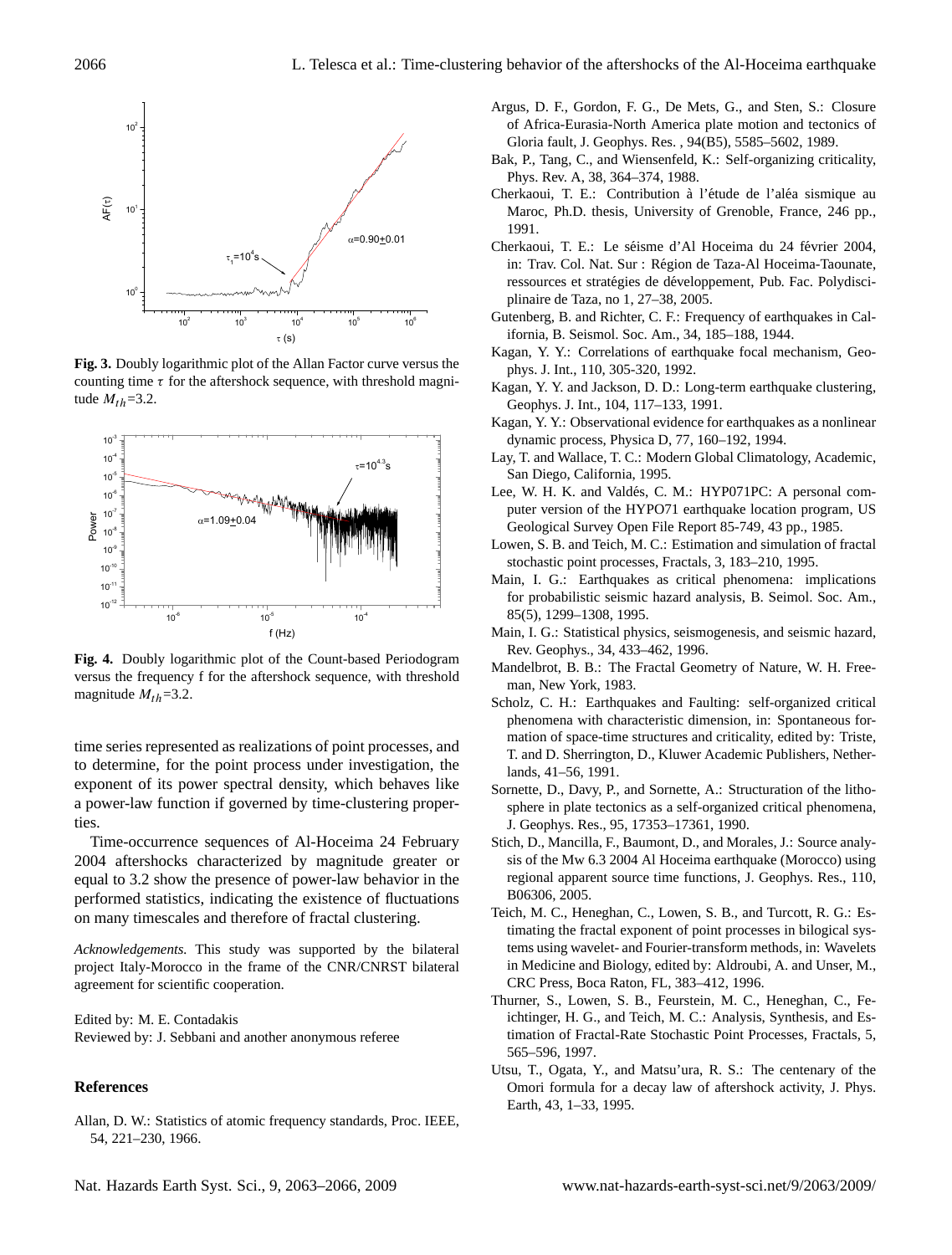τ₁=10⁴s

α=0.90±0.01

AF(τ)

τ (s)

**Fig. 3.** Doubly logarithmic plot of the Allan Factor curve versus the counting time $\tau$ for the aftershock sequence, with threshold magnitude $M_{th}$=3.2.

τ=10^4.3 s

α=1.09±0.04

Power

f (Hz)

**Fig. 4.** Doubly logarithmic plot of the Count-based Periodogram versus the frequency f for the aftershock sequence, with threshold magnitude $M_{th}$=3.2.

time series represented as realizations of point processes, and to determine, for the point process under investigation, the exponent of its power spectral density, which behaves like a power-law function if governed by time-clustering properties.

Time-occurrence sequences of Al-Hoceima 24 February 2004 aftershocks characterized by magnitude greater or equal to 3.2 show the presence of power-law behavior in the performed statistics, indicating the existence of fluctuations on many timescales and therefore of fractal clustering.

*Acknowledgements.* This study was supported by the bilateral project Italy-Morocco in the frame of the CNR/CNRST bilateral agreement for scientific cooperation.

Edited by: M. E. Contadakis
Reviewed by: J. Sebbani and another anonymous referee

## References

Allan, D. W.: Statistics of atomic frequency standards, Proc. IEEE, 54, 221–230, 1966.

Argus, D. F., Gordon, F. G., De Mets, G., and Sten, S.: Closure of Africa-Eurasia-North America plate motion and tectonics of Gloria fault, J. Geophys. Res. , 94(B5), 5585–5602, 1989.

Bak, P., Tang, C., and Wiensenfeld, K.: Self-organizing criticality, Phys. Rev. A, 38, 364–374, 1988.

Cherkaoui, T. E.: Contribution à l'étude de l'aléa sismique au Maroc, Ph.D. thesis, University of Grenoble, France, 246 pp., 1991.

Cherkaoui, T. E.: Le séisme d'Al Hoceima du 24 février 2004, in: Trav. Col. Nat. Sur : Région de Taza-Al Hoceima-Taounate, ressources et stratégies de développement, Pub. Fac. Polydisciplinaire de Taza, no 1, 27–38, 2005.

Gutenberg, B. and Richter, C. F.: Frequency of earthquakes in California, B. Seismol. Soc. Am., 34, 185–188, 1944.

Kagan, Y. Y.: Correlations of earthquake focal mechanism, Geophys. J. Int., 110, 305-320, 1992.

Kagan, Y. Y. and Jackson, D. D.: Long-term earthquake clustering, Geophys. J. Int., 104, 117–133, 1991.

Kagan, Y. Y.: Observational evidence for earthquakes as a nonlinear dynamic process, Physica D, 77, 160–192, 1994.

Lay, T. and Wallace, T. C.: Modern Global Climatology, Academic, San Diego, California, 1995.

Lee, W. H. K. and Valdés, C. M.: HYP071PC: A personal computer version of the HYPO71 earthquake location program, US Geological Survey Open File Report 85-749, 43 pp., 1985.

Lowen, S. B. and Teich, M. C.: Estimation and simulation of fractal stochastic point processes, Fractals, 3, 183–210, 1995.

Main, I. G.: Earthquakes as critical phenomena: implications for probabilistic seismic hazard analysis, B. Seimol. Soc. Am., 85(5), 1299–1308, 1995.

Main, I. G.: Statistical physics, seismogenesis, and seismic hazard, Rev. Geophys., 34, 433–462, 1996.

Mandelbrot, B. B.: The Fractal Geometry of Nature, W. H. Freeman, New York, 1983.

Scholz, C. H.: Earthquakes and Faulting: self-organized critical phenomena with characteristic dimension, in: Spontaneous formation of space-time structures and criticality, edited by: Triste, T. and D. Sherrington, D., Kluwer Academic Publishers, Netherlands, 41–56, 1991.

Sornette, D., Davy, P., and Sornette, A.: Structuration of the lithosphere in plate tectonics as a self-organized critical phenomena, J. Geophys. Res., 95, 17353–17361, 1990.

Stich, D., Mancilla, F., Baumont, D., and Morales, J.: Source analysis of the Mw 6.3 2004 Al Hoceima earthquake (Morocco) using regional apparent source time functions, J. Geophys. Res., 110, B06306, 2005.

Teich, M. C., Heneghan, C., Lowen, S. B., and Turcott, R. G.: Estimating the fractal exponent of point processes in bilogical systems using wavelet- and Fourier-transform methods, in: Wavelets in Medicine and Biology, edited by: Aldroubi, A. and Unser, M., CRC Press, Boca Raton, FL, 383–412, 1996.

Thurner, S., Lowen, S. B., Feurstein, M. C., Heneghan, C., Feichtinger, H. G., and Teich, M. C.: Analysis, Synthesis, and Estimation of Fractal-Rate Stochastic Point Processes, Fractals, 5, 565–596, 1997.

Utsu, T., Ogata, Y., and Matsu'ura, R. S.: The centenary of the Omori formula for a decay law of aftershock activity, J. Phys. Earth, 43, 1–33, 1995.